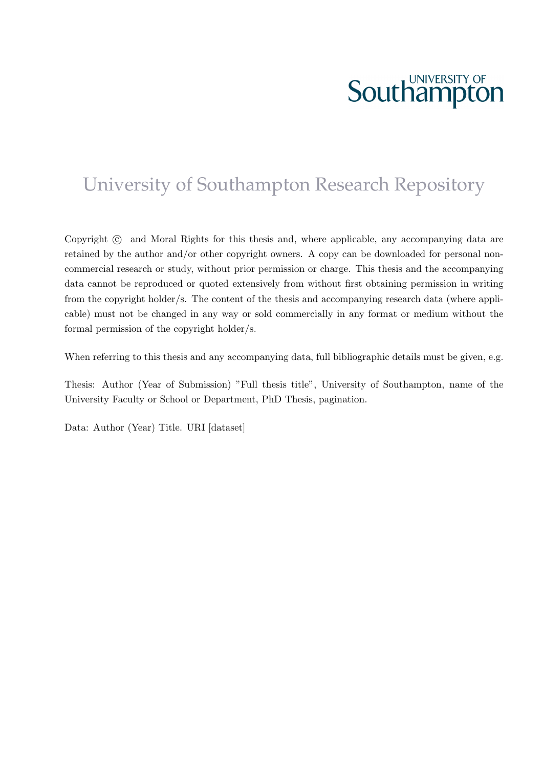UNIVERSITY OF Southampton

# University of Southampton Research Repository

Copyright © and Moral Rights for this thesis and, where applicable, any accompanying data are retained by the author and/or other copyright owners. A copy can be downloaded for personal non-commercial research or study, without prior permission or charge. This thesis and the accompanying data cannot be reproduced or quoted extensively from without first obtaining permission in writing from the copyright holder/s. The content of the thesis and accompanying research data (where applicable) must not be changed in any way or sold commercially in any format or medium without the formal permission of the copyright holder/s.

When referring to this thesis and any accompanying data, full bibliographic details must be given, e.g.

Thesis: Author (Year of Submission) "Full thesis title", University of Southampton, name of the University Faculty or School or Department, PhD Thesis, pagination.

Data: Author (Year) Title. URI [dataset]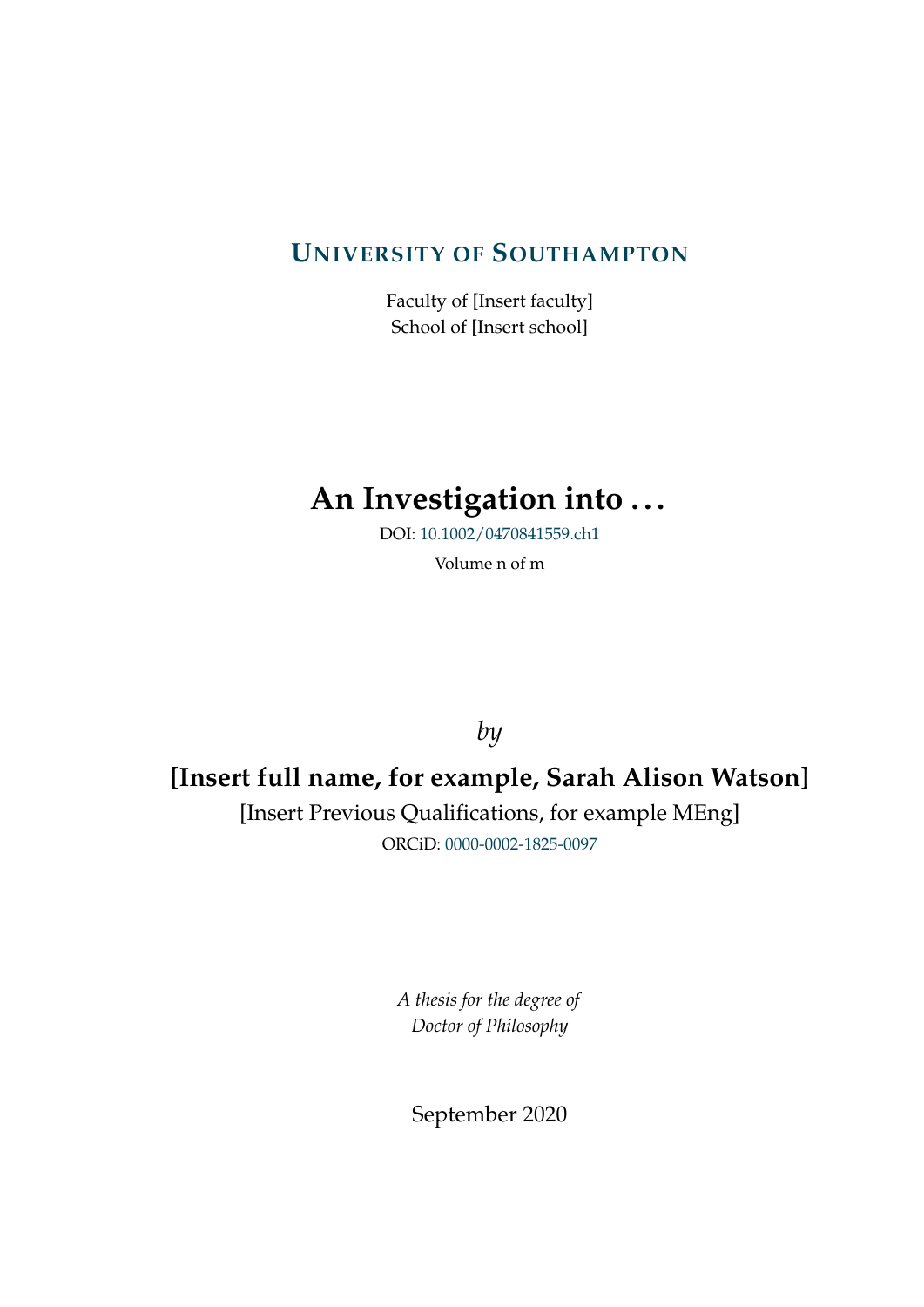**UNIVERSITY OF SOUTHAMPTON**

Faculty of [Insert faculty]
School of [Insert school]

# An Investigation into ...

DOI: 10.1002/0470841559.ch1

Volume n of m

*by*

**[Insert full name, for example, Sarah Alison Watson]**

[Insert Previous Qualifications, for example MEng]

ORCiD: 0000-0002-1825-0097

*A thesis for the degree of*
*Doctor of Philosophy*

September 2020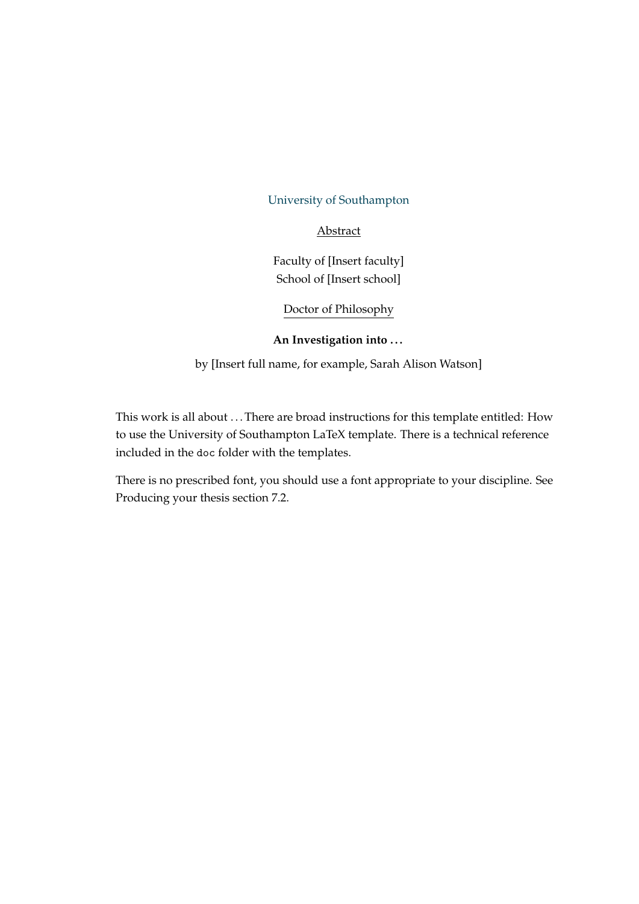University of Southampton

Abstract

Faculty of [Insert faculty]
School of [Insert school]

Doctor of Philosophy

**An Investigation into . . .**

by [Insert full name, for example, Sarah Alison Watson]

This work is all about . . . There are broad instructions for this template entitled: How to use the University of Southampton LaTeX template. There is a technical reference included in the `doc` folder with the templates.

There is no prescribed font, you should use a font appropriate to your discipline. See Producing your thesis section 7.2.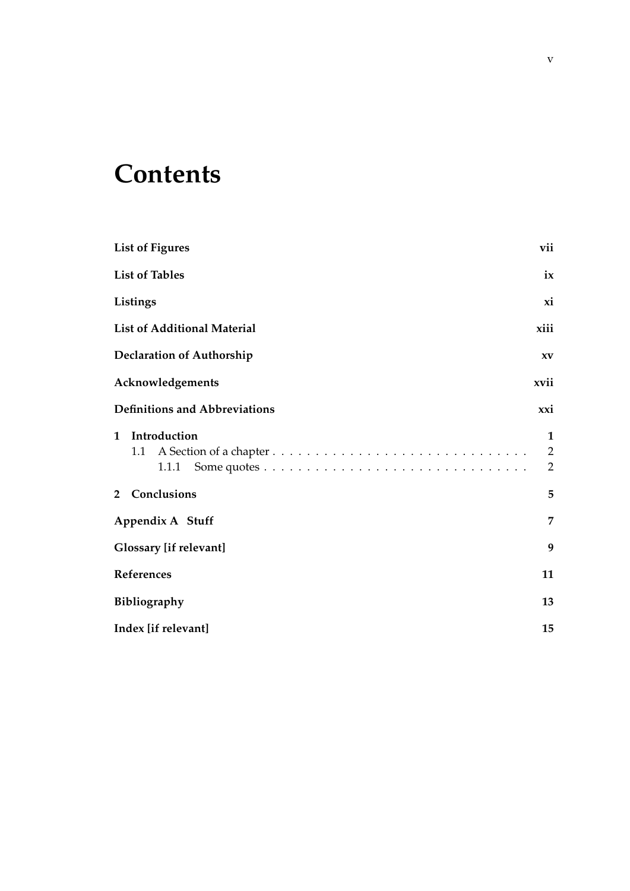# Contents

| | |
|---|---|
| **List of Figures** | **vii** |
| **List of Tables** | **ix** |
| **Listings** | **xi** |
| **List of Additional Material** | **xiii** |
| **Declaration of Authorship** | **xv** |
| **Acknowledgements** | **xvii** |
| **Definitions and Abbreviations** | **xxi** |
| **1 Introduction** | **1** |
| 1.1 A Section of a chapter | 2 |
| 1.1.1 Some quotes | 2 |
| **2 Conclusions** | **5** |
| **Appendix A Stuff** | **7** |
| **Glossary [if relevant]** | **9** |
| **References** | **11** |
| **Bibliography** | **13** |
| **Index [if relevant]** | **15** |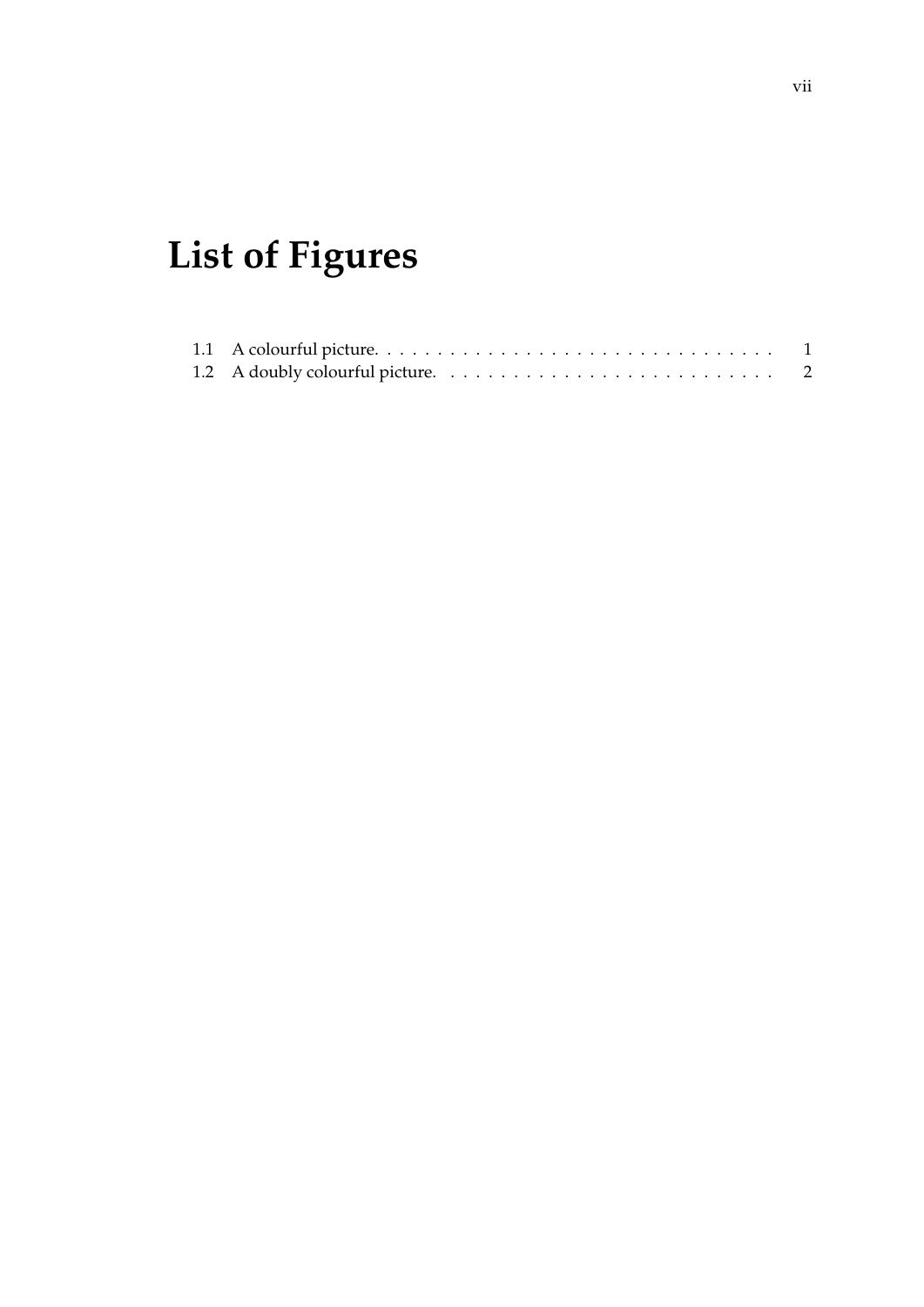# List of Figures

1.1 A colourful picture. . . . . . . . . . . . . . . . . . . . . . . . . . . . . . . . . 1
1.2 A doubly colourful picture. . . . . . . . . . . . . . . . . . . . . . . . . . . . 2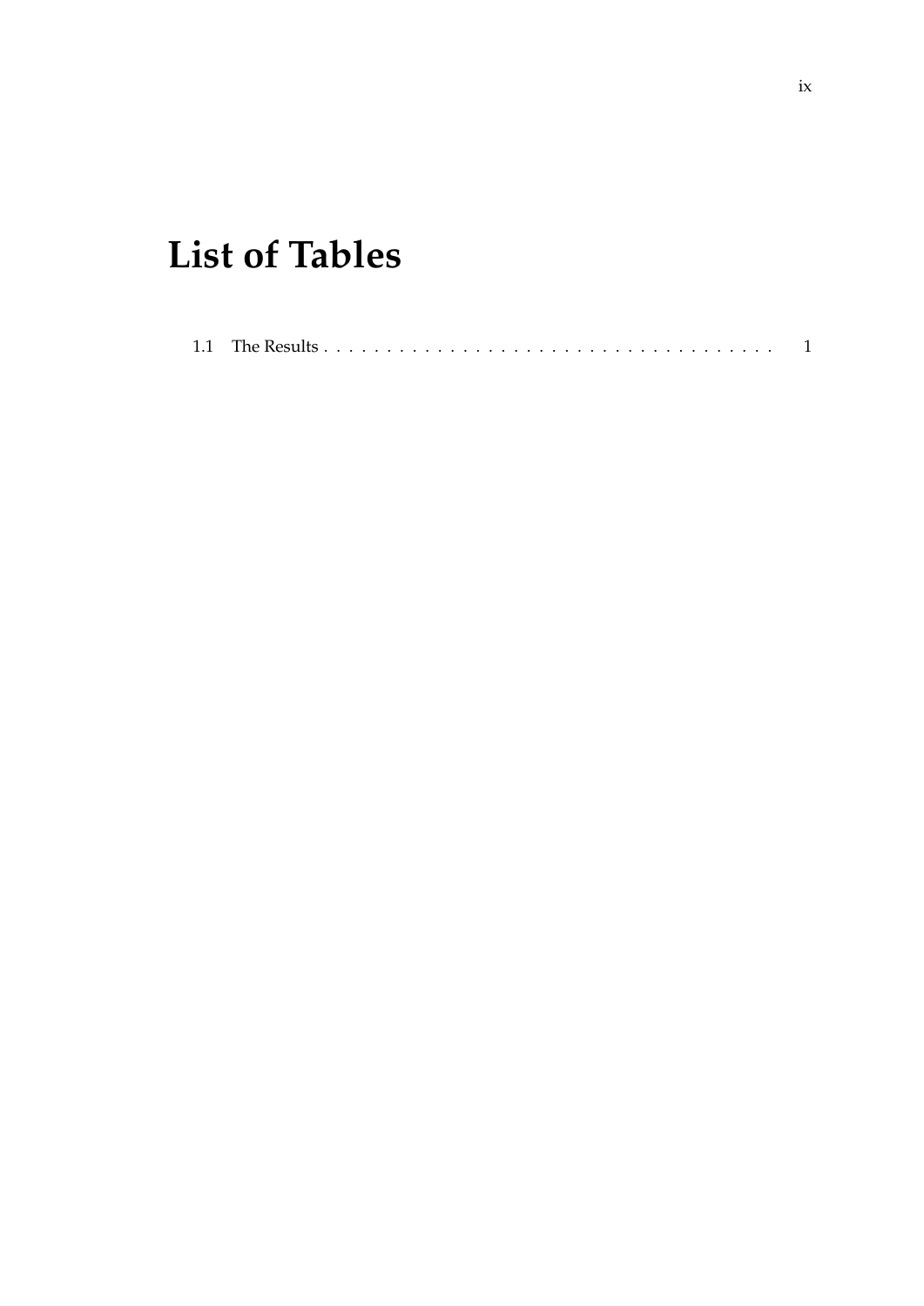# List of Tables

1.1 The Results . . . . . . . . . . . . . . . . . . . . . . . . . . . . . . . . . . . . 1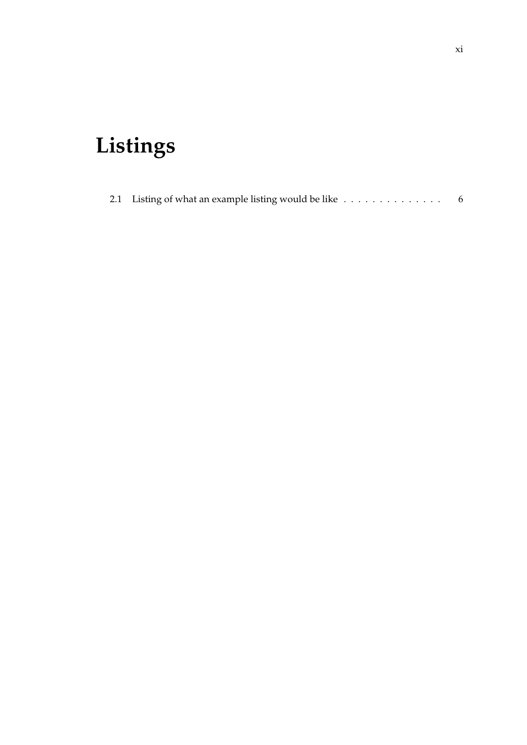# Listings

2.1 Listing of what an example listing would be like . . . . . . . . . . . . . . . 6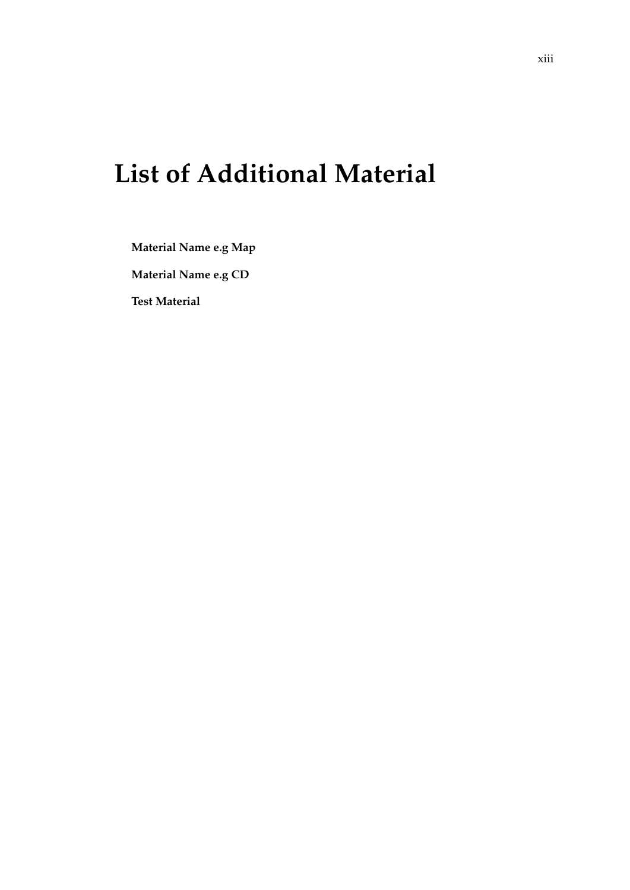# List of Additional Material

**Material Name e.g Map**

**Material Name e.g CD**

**Test Material**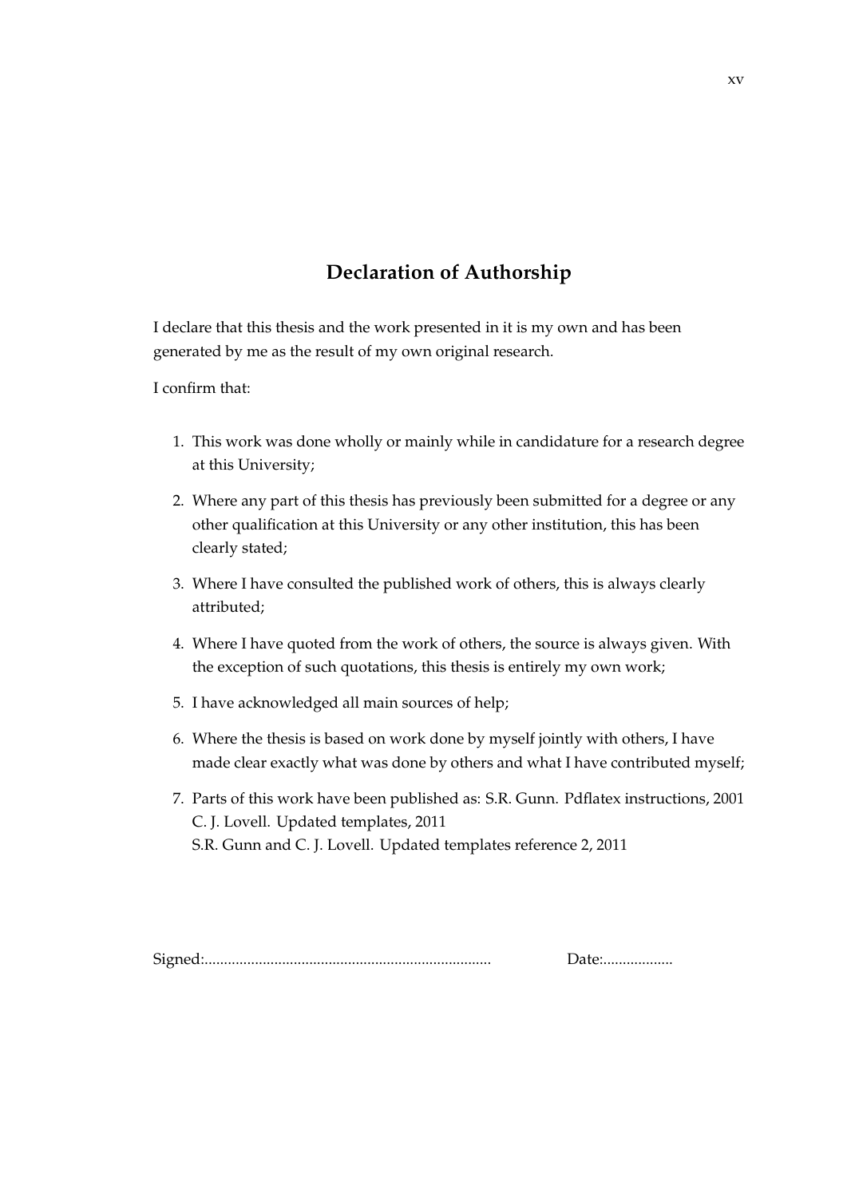# Declaration of Authorship

I declare that this thesis and the work presented in it is my own and has been generated by me as the result of my own original research.

I confirm that:

1. This work was done wholly or mainly while in candidature for a research degree at this University;
2. Where any part of this thesis has previously been submitted for a degree or any other qualification at this University or any other institution, this has been clearly stated;
3. Where I have consulted the published work of others, this is always clearly attributed;
4. Where I have quoted from the work of others, the source is always given. With the exception of such quotations, this thesis is entirely my own work;
5. I have acknowledged all main sources of help;
6. Where the thesis is based on work done by myself jointly with others, I have made clear exactly what was done by others and what I have contributed myself;
7. Parts of this work have been published as: S.R. Gunn. Pdflatex instructions, 2001
   C. J. Lovell. Updated templates, 2011
   S.R. Gunn and C. J. Lovell. Updated templates reference 2, 2011

Signed:........................................................................ Date:..................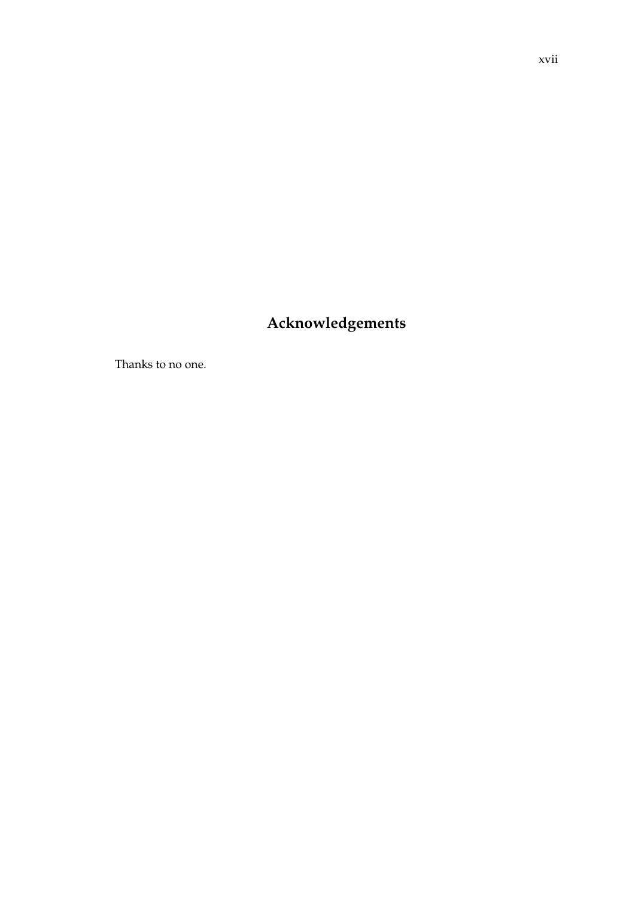# Acknowledgements

Thanks to no one.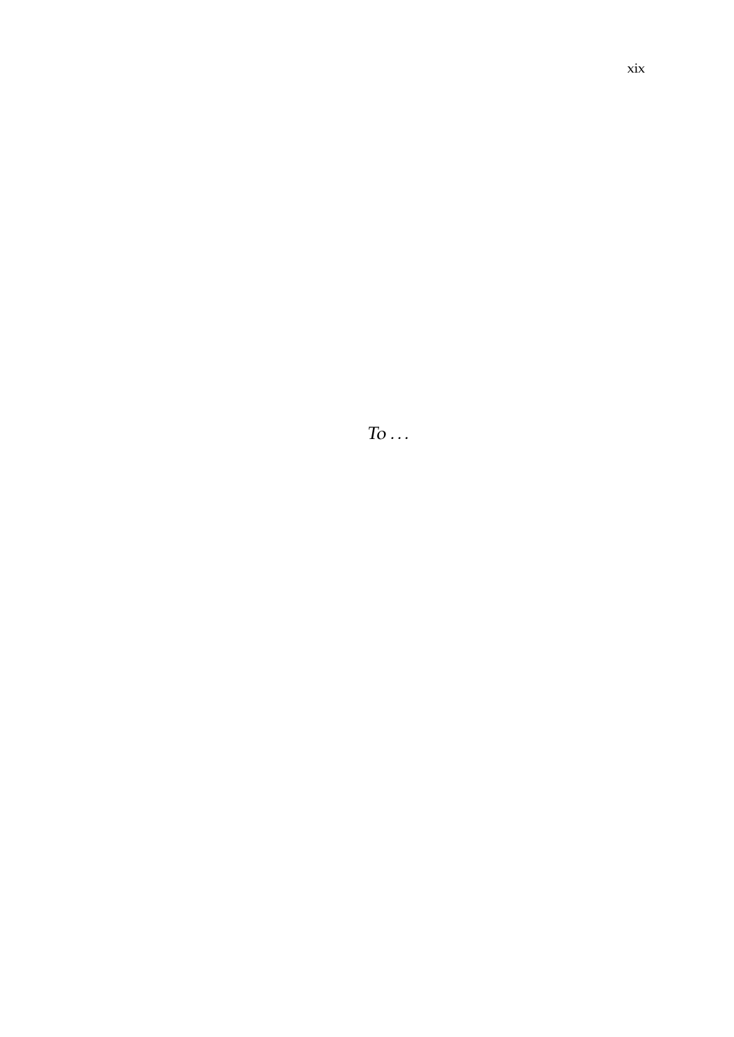*To . . .*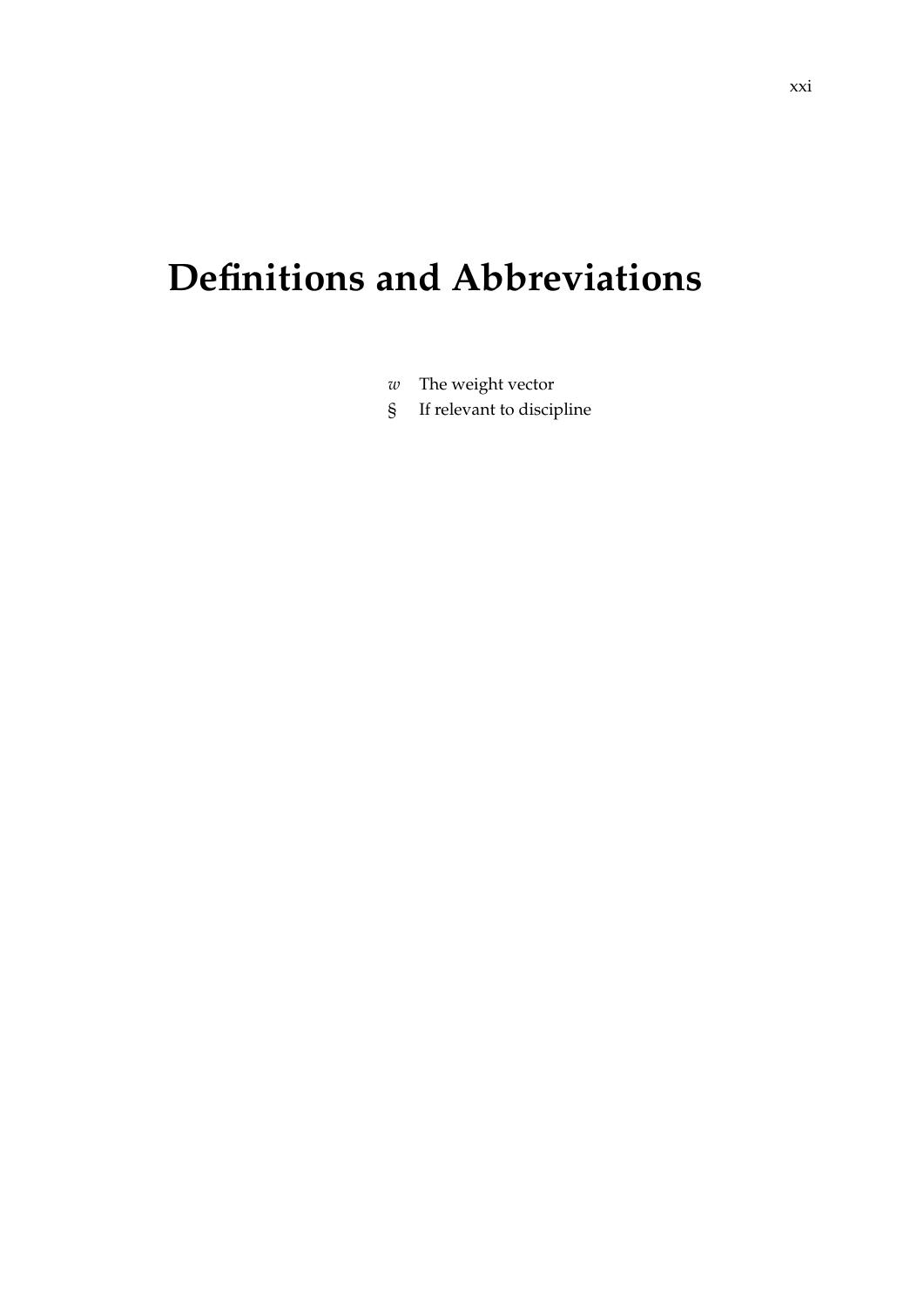# Definitions and Abbreviations

| | |
|---|---|
| $w$ | The weight vector |
| § | If relevant to discipline |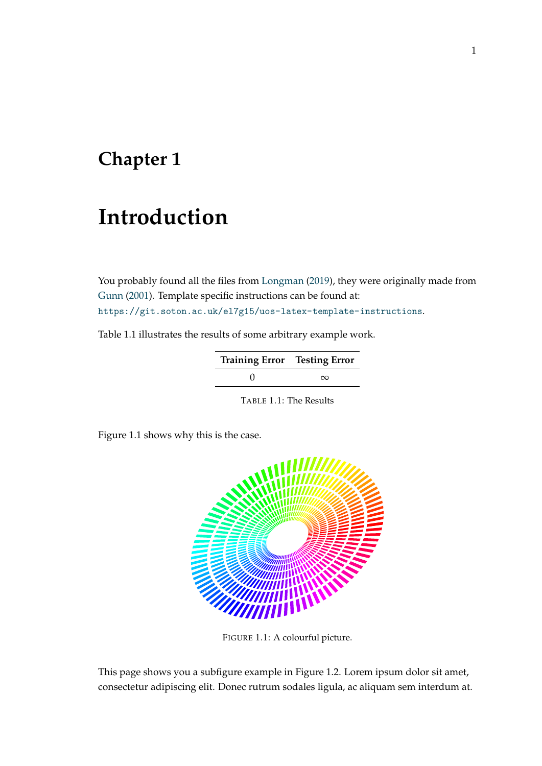# Chapter 1

# Introduction

You probably found all the files from Longman (2019), they were originally made from Gunn (2001). Template specific instructions can be found at: https://git.soton.ac.uk/el7g15/uos-latex-template-instructions.

Table 1.1 illustrates the results of some arbitrary example work.

| **Training Error** | **Testing Error** |
|---|---|
| 0 | $\infty$ |

TABLE 1.1: The Results

Figure 1.1 shows why this is the case.

FIGURE 1.1: A colourful picture.

This page shows you a subfigure example in Figure 1.2. Lorem ipsum dolor sit amet, consectetur adipiscing elit. Donec rutrum sodales ligula, ac aliquam sem interdum at.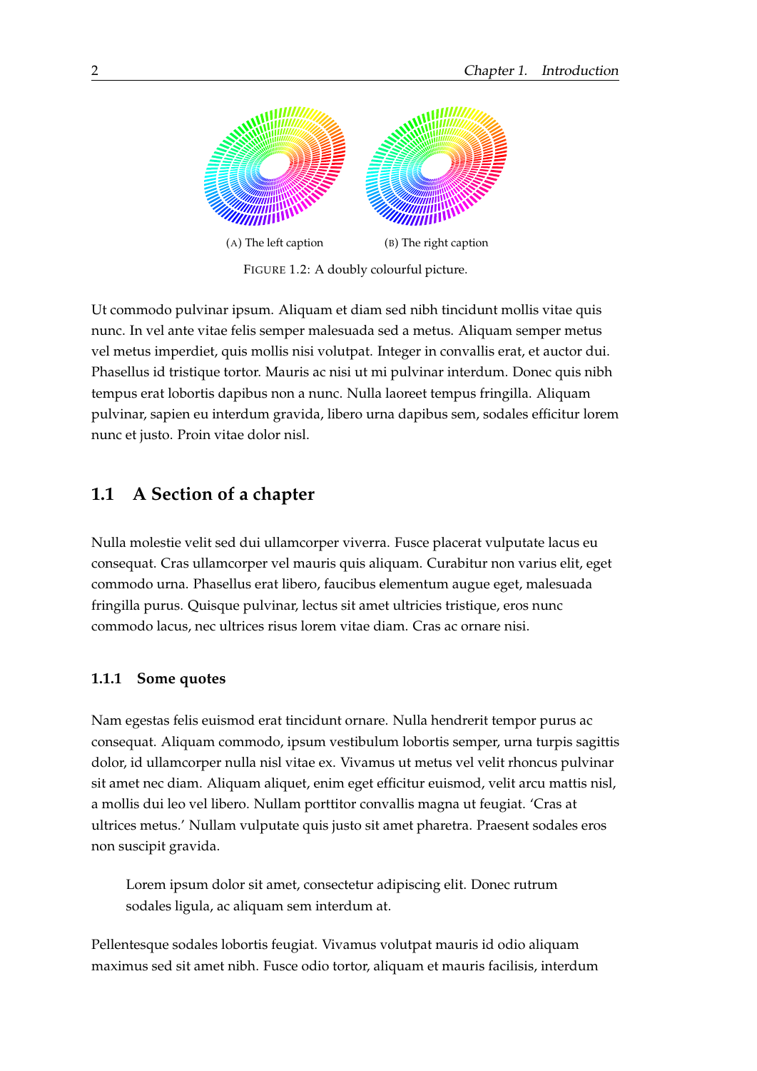(A) The left caption

(B) The right caption

FIGURE 1.2: A doubly colourful picture.

Ut commodo pulvinar ipsum. Aliquam et diam sed nibh tincidunt mollis vitae quis nunc. In vel ante vitae felis semper malesuada sed a metus. Aliquam semper metus vel metus imperdiet, quis mollis nisi volutpat. Integer in convallis erat, et auctor dui. Phasellus id tristique tortor. Mauris ac nisi ut mi pulvinar interdum. Donec quis nibh tempus erat lobortis dapibus non a nunc. Nulla laoreet tempus fringilla. Aliquam pulvinar, sapien eu interdum gravida, libero urna dapibus sem, sodales efficitur lorem nunc et justo. Proin vitae dolor nisl.

## 1.1 A Section of a chapter

Nulla molestie velit sed dui ullamcorper viverra. Fusce placerat vulputate lacus eu consequat. Cras ullamcorper vel mauris quis aliquam. Curabitur non varius elit, eget commodo urna. Phasellus erat libero, faucibus elementum augue eget, malesuada fringilla purus. Quisque pulvinar, lectus sit amet ultricies tristique, eros nunc commodo lacus, nec ultrices risus lorem vitae diam. Cras ac ornare nisi.

### 1.1.1 Some quotes

Nam egestas felis euismod erat tincidunt ornare. Nulla hendrerit tempor purus ac consequat. Aliquam commodo, ipsum vestibulum lobortis semper, urna turpis sagittis dolor, id ullamcorper nulla nisl vitae ex. Vivamus ut metus vel velit rhoncus pulvinar sit amet nec diam. Aliquam aliquet, enim eget efficitur euismod, velit arcu mattis nisl, a mollis dui leo vel libero. Nullam porttitor convallis magna ut feugiat. 'Cras at ultrices metus.' Nullam vulputate quis justo sit amet pharetra. Praesent sodales eros non suscipit gravida.

> Lorem ipsum dolor sit amet, consectetur adipiscing elit. Donec rutrum sodales ligula, ac aliquam sem interdum at.

Pellentesque sodales lobortis feugiat. Vivamus volutpat mauris id odio aliquam maximus sed sit amet nibh. Fusce odio tortor, aliquam et mauris facilisis, interdum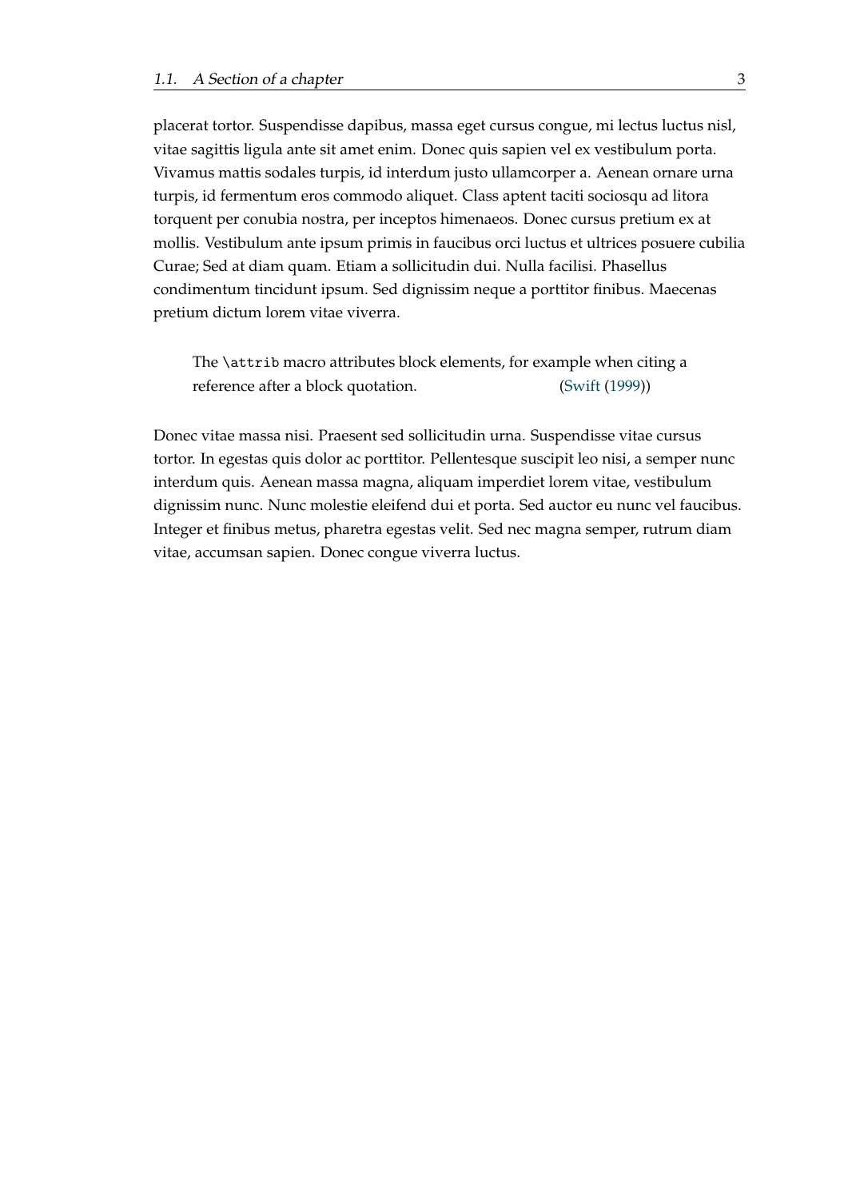placerat tortor. Suspendisse dapibus, massa eget cursus congue, mi lectus luctus nisl, vitae sagittis ligula ante sit amet enim. Donec quis sapien vel ex vestibulum porta. Vivamus mattis sodales turpis, id interdum justo ullamcorper a. Aenean ornare urna turpis, id fermentum eros commodo aliquet. Class aptent taciti sociosqu ad litora torquent per conubia nostra, per inceptos himenaeos. Donec cursus pretium ex at mollis. Vestibulum ante ipsum primis in faucibus orci luctus et ultrices posuere cubilia Curae; Sed at diam quam. Etiam a sollicitudin dui. Nulla facilisi. Phasellus condimentum tincidunt ipsum. Sed dignissim neque a porttitor finibus. Maecenas pretium dictum lorem vitae viverra.

> The `\attrib` macro attributes block elements, for example when citing a reference after a block quotation. (Swift (1999))

Donec vitae massa nisi. Praesent sed sollicitudin urna. Suspendisse vitae cursus tortor. In egestas quis dolor ac porttitor. Pellentesque suscipit leo nisi, a semper nunc interdum quis. Aenean massa magna, aliquam imperdiet lorem vitae, vestibulum dignissim nunc. Nunc molestie eleifend dui et porta. Sed auctor eu nunc vel faucibus. Integer et finibus metus, pharetra egestas velit. Sed nec magna semper, rutrum diam vitae, accumsan sapien. Donec congue viverra luctus.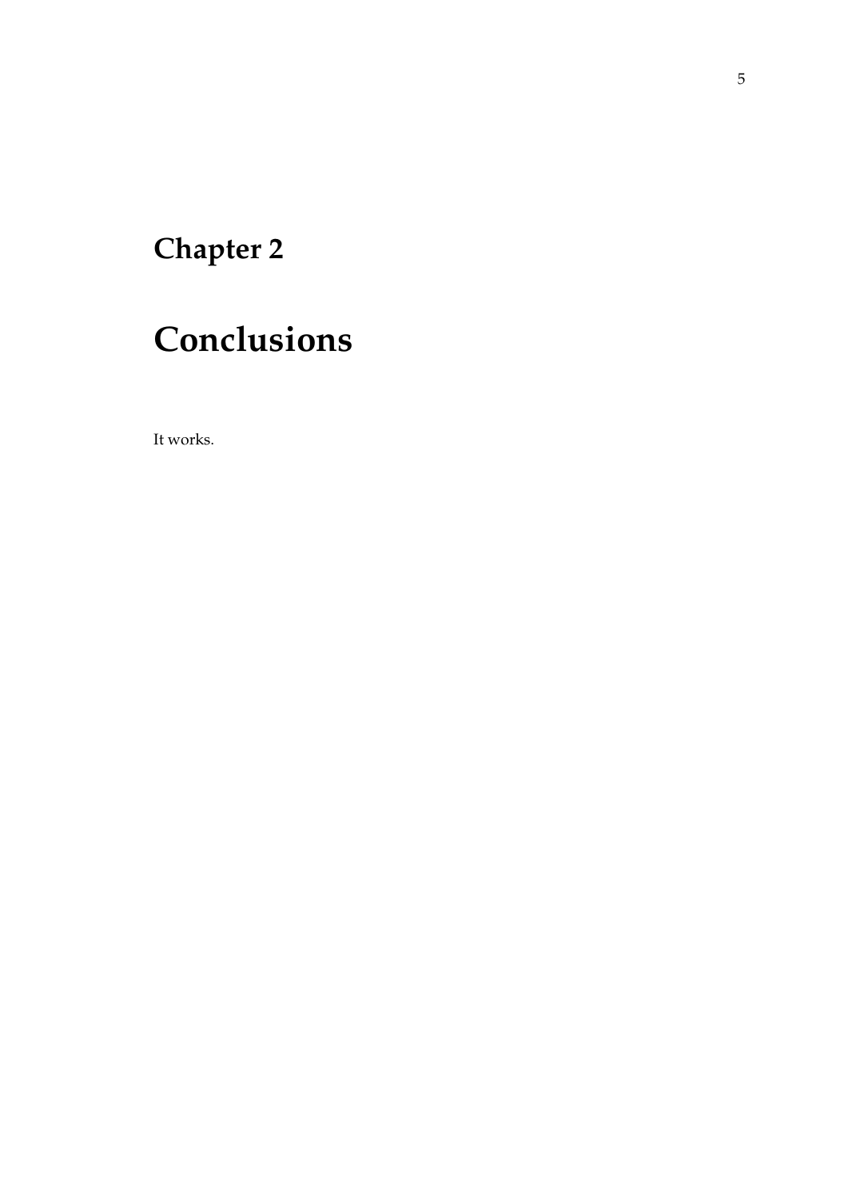# Chapter 2

# Conclusions

It works.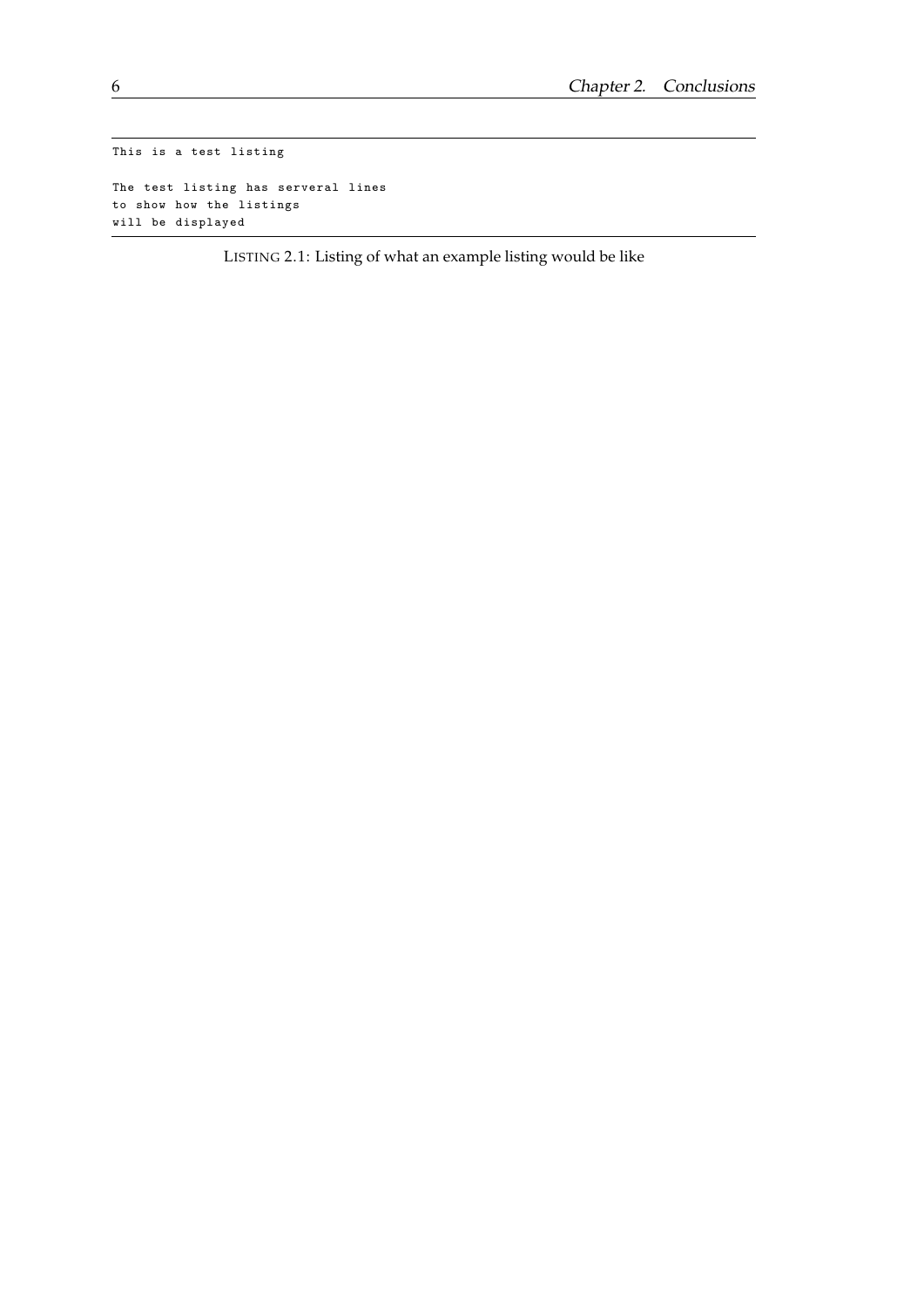```
This is a test listing

The test listing has serveral lines
to show how the listings
will be displayed
```

LISTING 2.1: Listing of what an example listing would be like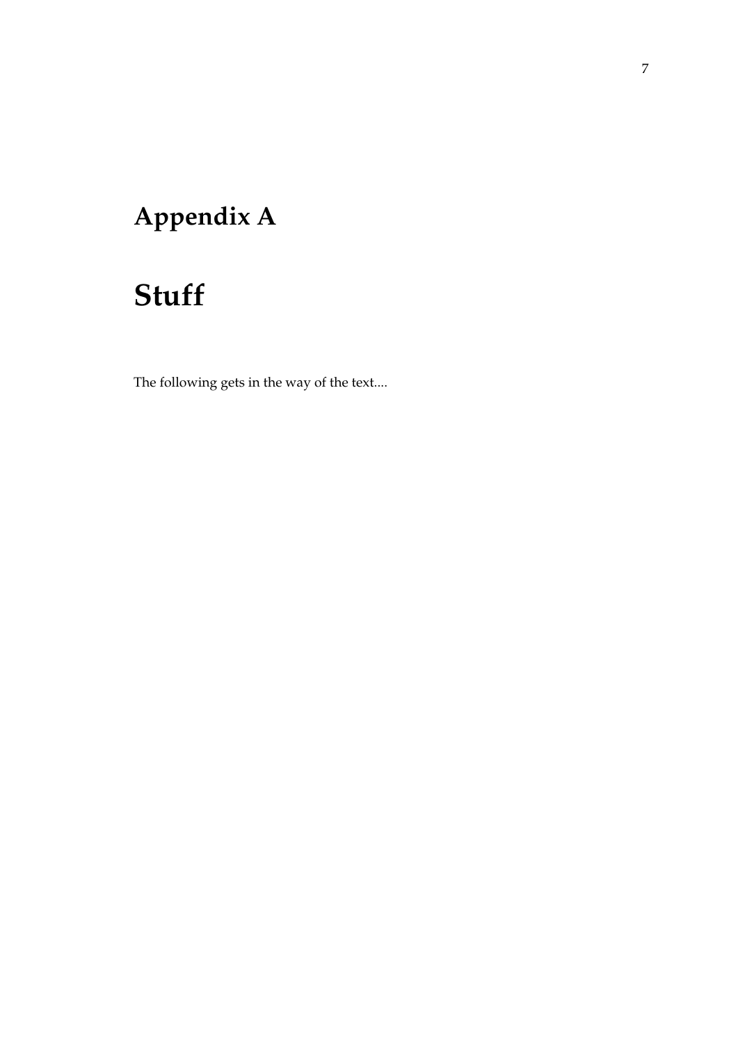# Appendix A

# Stuff

The following gets in the way of the text....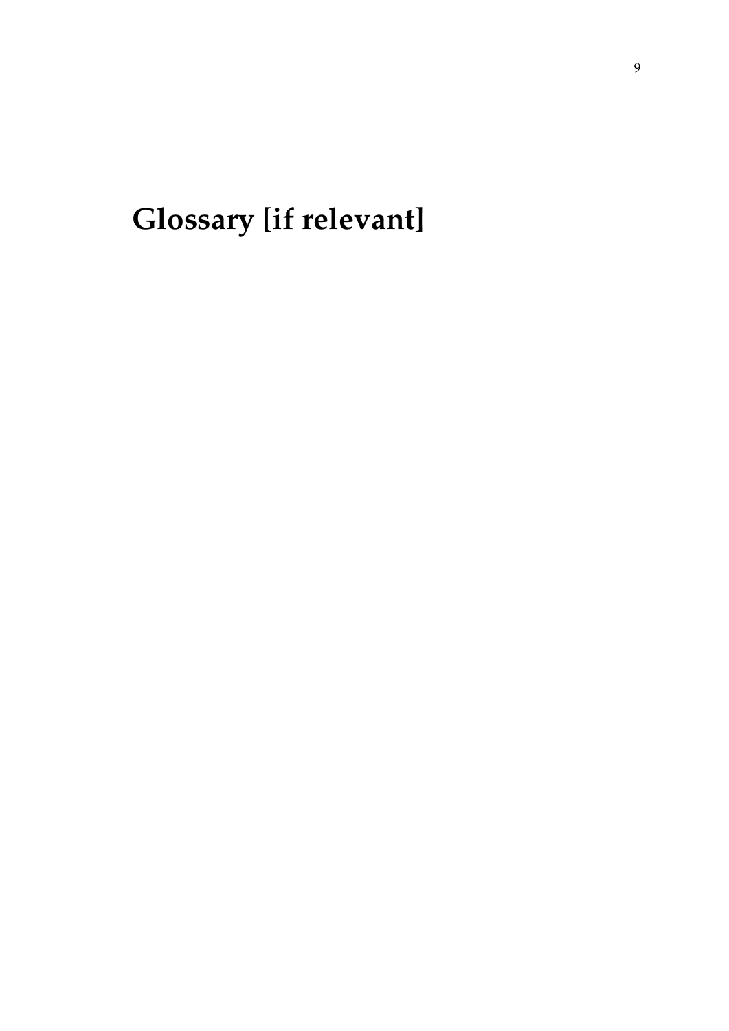# Glossary [if relevant]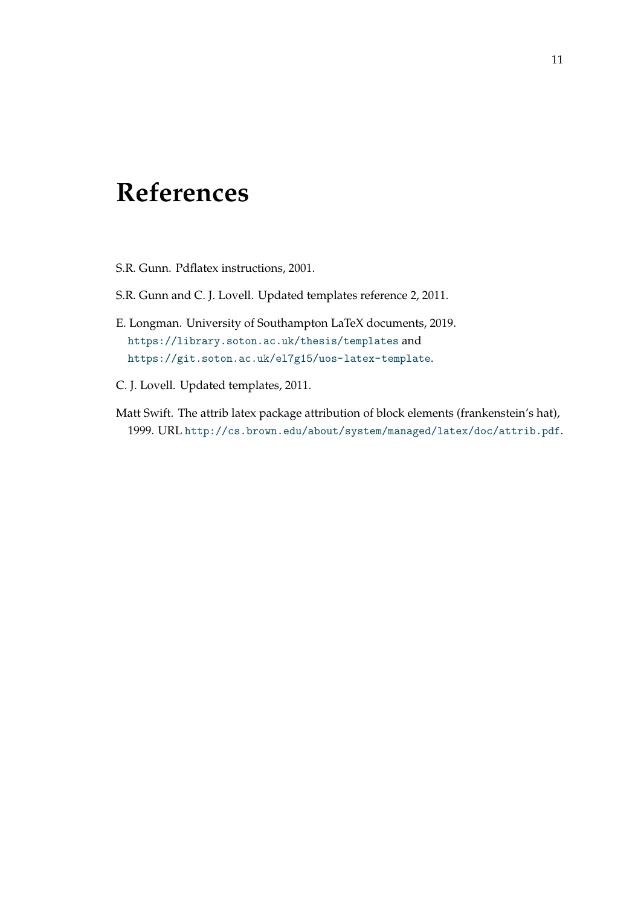# References

S.R. Gunn. Pdflatex instructions, 2001.

S.R. Gunn and C. J. Lovell. Updated templates reference 2, 2011.

E. Longman. University of Southampton LaTeX documents, 2019. https://library.soton.ac.uk/thesis/templates and https://git.soton.ac.uk/el7g15/uos-latex-template.

C. J. Lovell. Updated templates, 2011.

Matt Swift. The attrib latex package attribution of block elements (frankenstein's hat), 1999. URL http://cs.brown.edu/about/system/managed/latex/doc/attrib.pdf.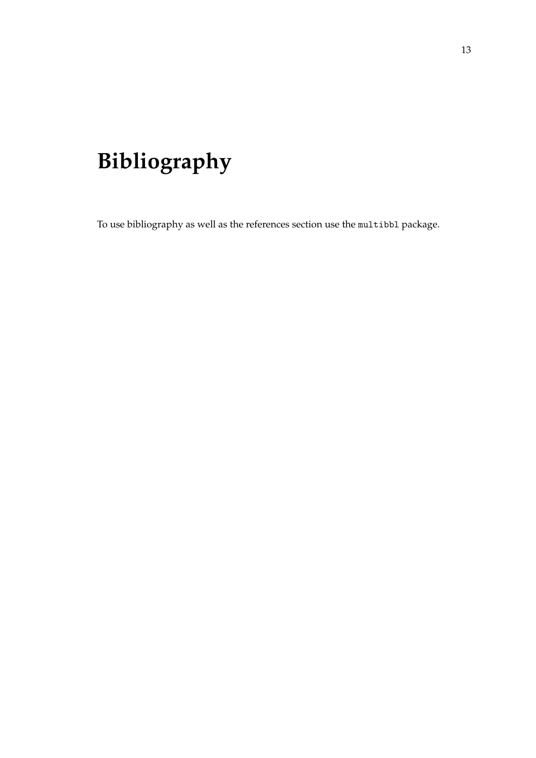# Bibliography

To use bibliography as well as the references section use the `multibbl` package.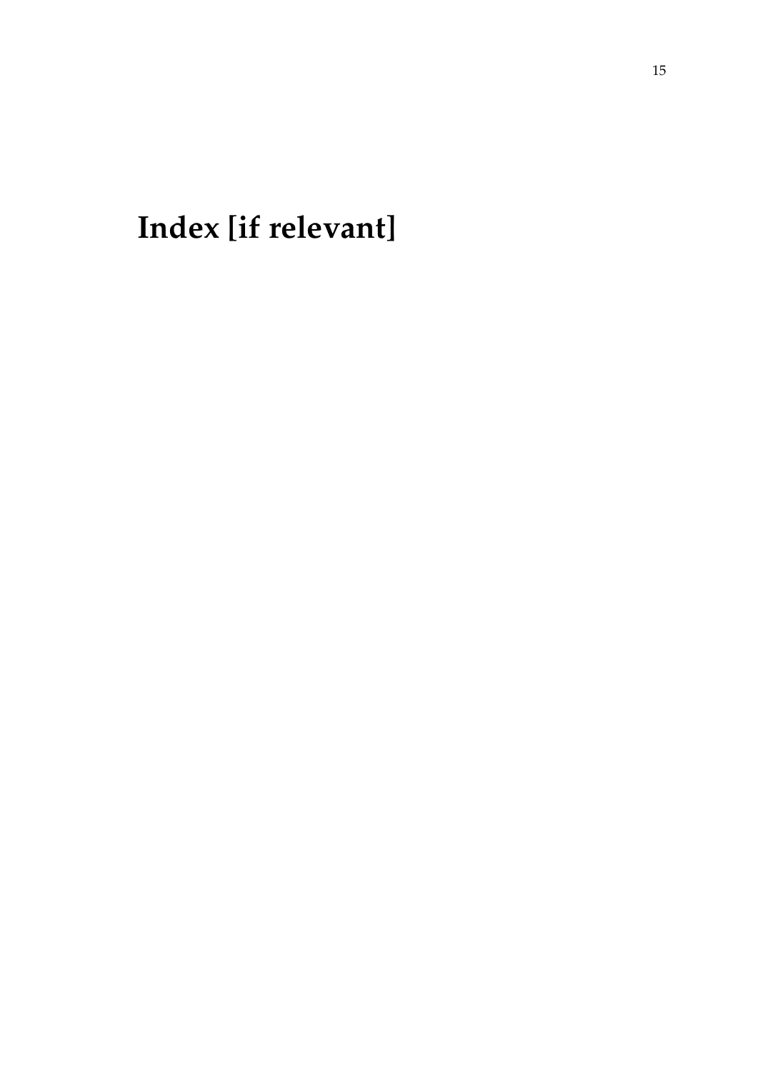# Index [if relevant]